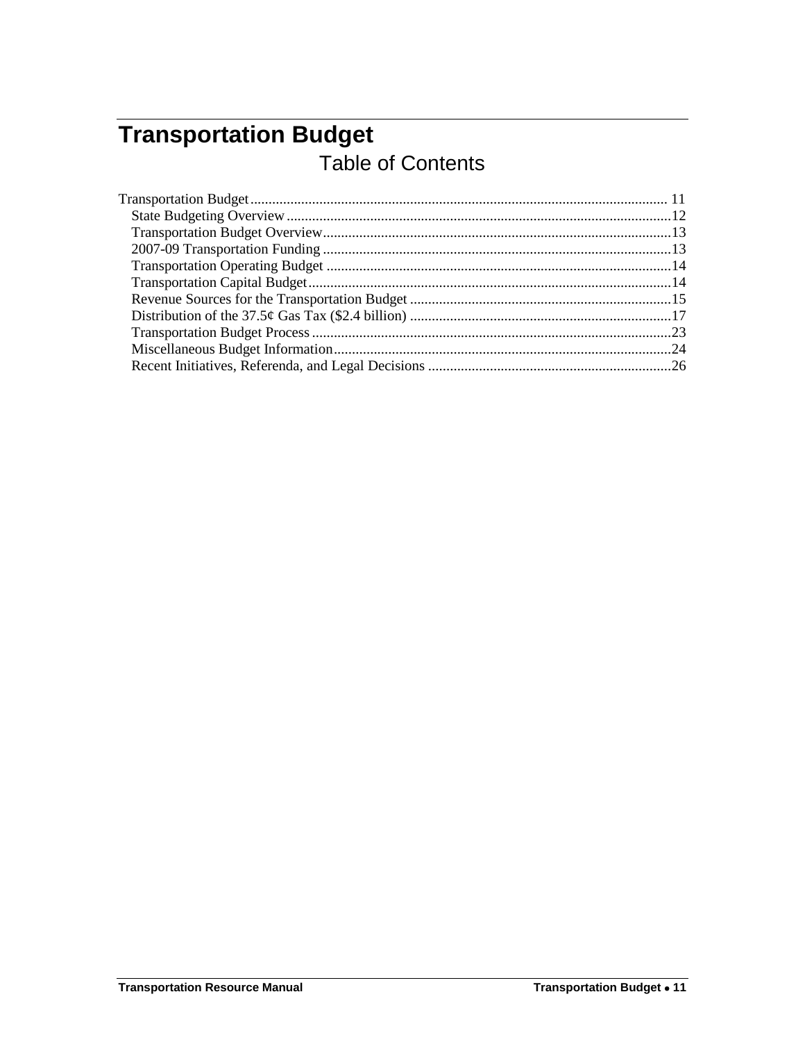# Transportation Budget

## Table of Contents

Transportation Budget .................................................................................................................. 11
- State Budgeting Overview .........................................................................................................12
- Transportation Budget Overview...............................................................................................13
- 2007-09 Transportation Funding ...............................................................................................13
- Transportation Operating Budget ..............................................................................................14
- Transportation Capital Budget...................................................................................................14
- Revenue Sources for the Transportation Budget .......................................................................15
- Distribution of the 37.5¢ Gas Tax ($2.4 billion) .......................................................................17
- Transportation Budget Process ..................................................................................................23
- Miscellaneous Budget Information............................................................................................24
- Recent Initiatives, Referenda, and Legal Decisions ..................................................................26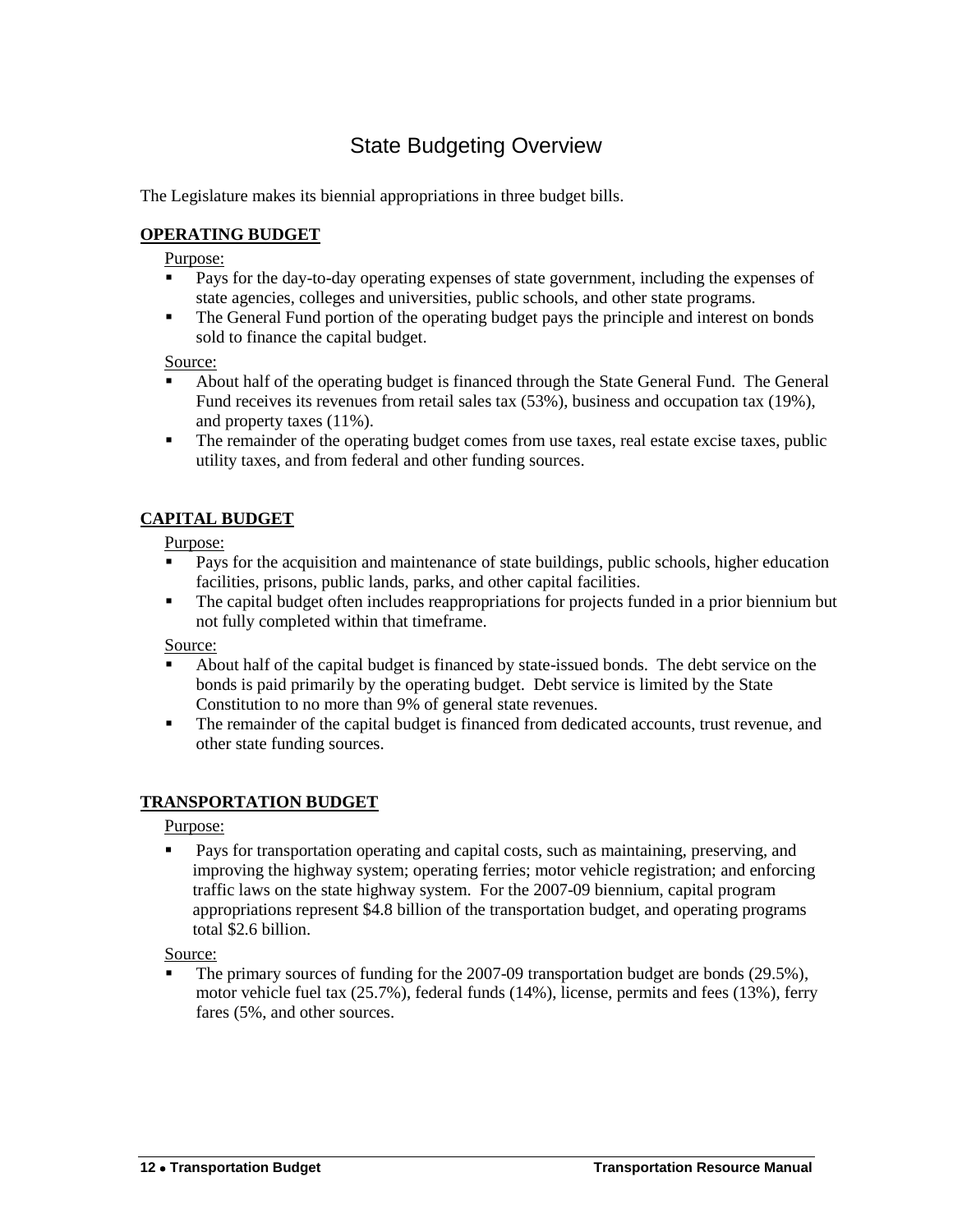# State Budgeting Overview

The Legislature makes its biennial appropriations in three budget bills.

## OPERATING BUDGET

Purpose:

- Pays for the day-to-day operating expenses of state government, including the expenses of state agencies, colleges and universities, public schools, and other state programs.
- The General Fund portion of the operating budget pays the principle and interest on bonds sold to finance the capital budget.

Source:

- About half of the operating budget is financed through the State General Fund. The General Fund receives its revenues from retail sales tax (53%), business and occupation tax (19%), and property taxes (11%).
- The remainder of the operating budget comes from use taxes, real estate excise taxes, public utility taxes, and from federal and other funding sources.

## CAPITAL BUDGET

Purpose:

- Pays for the acquisition and maintenance of state buildings, public schools, higher education facilities, prisons, public lands, parks, and other capital facilities.
- The capital budget often includes reappropriations for projects funded in a prior biennium but not fully completed within that timeframe.

Source:

- About half of the capital budget is financed by state-issued bonds. The debt service on the bonds is paid primarily by the operating budget. Debt service is limited by the State Constitution to no more than 9% of general state revenues.
- The remainder of the capital budget is financed from dedicated accounts, trust revenue, and other state funding sources.

## TRANSPORTATION BUDGET

Purpose:

- Pays for transportation operating and capital costs, such as maintaining, preserving, and improving the highway system; operating ferries; motor vehicle registration; and enforcing traffic laws on the state highway system. For the 2007-09 biennium, capital program appropriations represent $4.8 billion of the transportation budget, and operating programs total $2.6 billion.

Source:

- The primary sources of funding for the 2007-09 transportation budget are bonds (29.5%), motor vehicle fuel tax (25.7%), federal funds (14%), license, permits and fees (13%), ferry fares (5%, and other sources.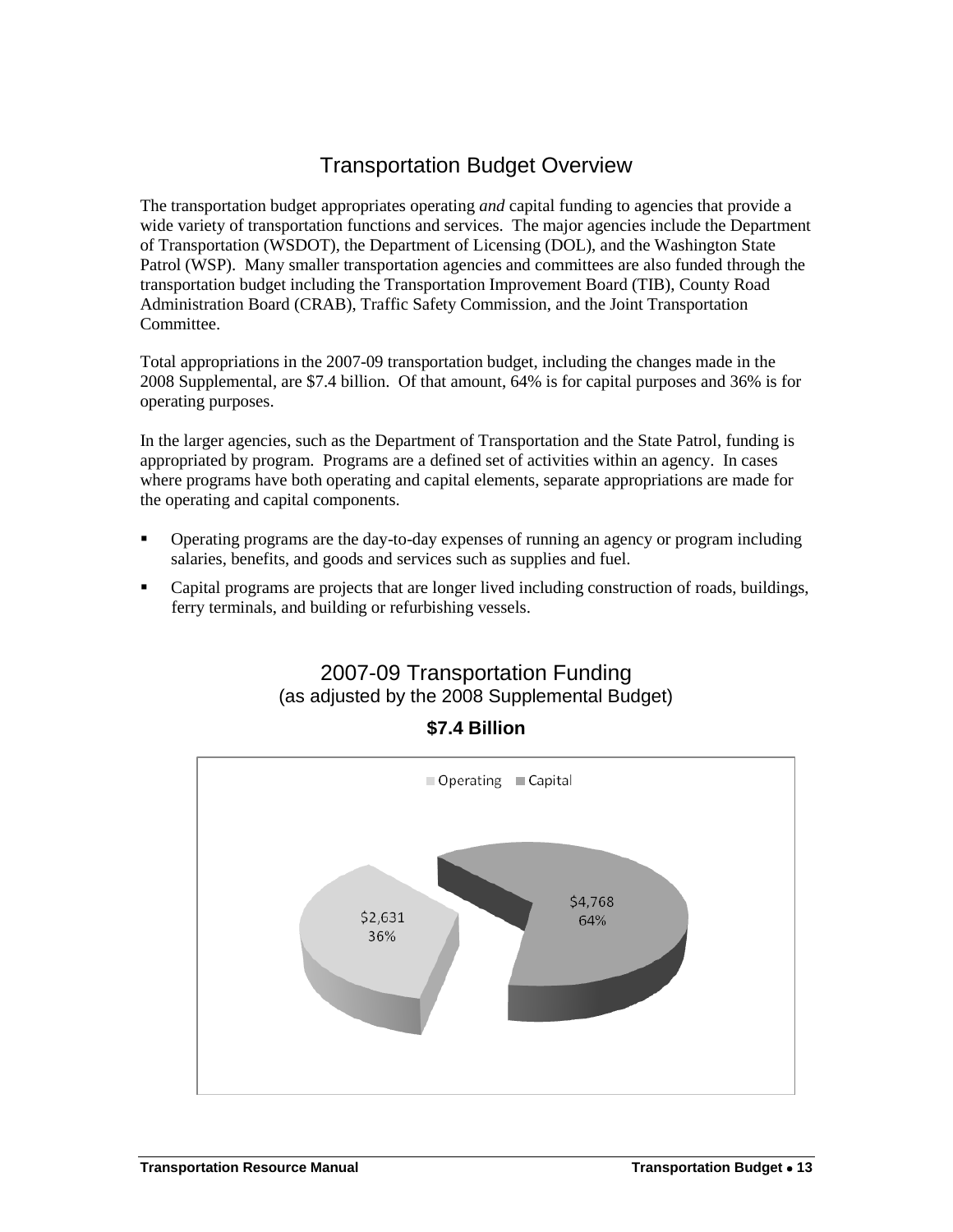# Transportation Budget Overview

The transportation budget appropriates operating *and* capital funding to agencies that provide a wide variety of transportation functions and services. The major agencies include the Department of Transportation (WSDOT), the Department of Licensing (DOL), and the Washington State Patrol (WSP). Many smaller transportation agencies and committees are also funded through the transportation budget including the Transportation Improvement Board (TIB), County Road Administration Board (CRAB), Traffic Safety Commission, and the Joint Transportation Committee.

Total appropriations in the 2007-09 transportation budget, including the changes made in the 2008 Supplemental, are $7.4 billion. Of that amount, 64% is for capital purposes and 36% is for operating purposes.

In the larger agencies, such as the Department of Transportation and the State Patrol, funding is appropriated by program. Programs are a defined set of activities within an agency. In cases where programs have both operating and capital elements, separate appropriations are made for the operating and capital components.

- Operating programs are the day-to-day expenses of running an agency or program including salaries, benefits, and goods and services such as supplies and fuel.
- Capital programs are projects that are longer lived including construction of roads, buildings, ferry terminals, and building or refurbishing vessels.

## 2007-09 Transportation Funding
(as adjusted by the 2008 Supplemental Budget)

**$7.4 Billion**

| | Amount | Percent |
|---|---|---|
| Operating | $2,631 | 36% |
| Capital | $4,768 | 64% |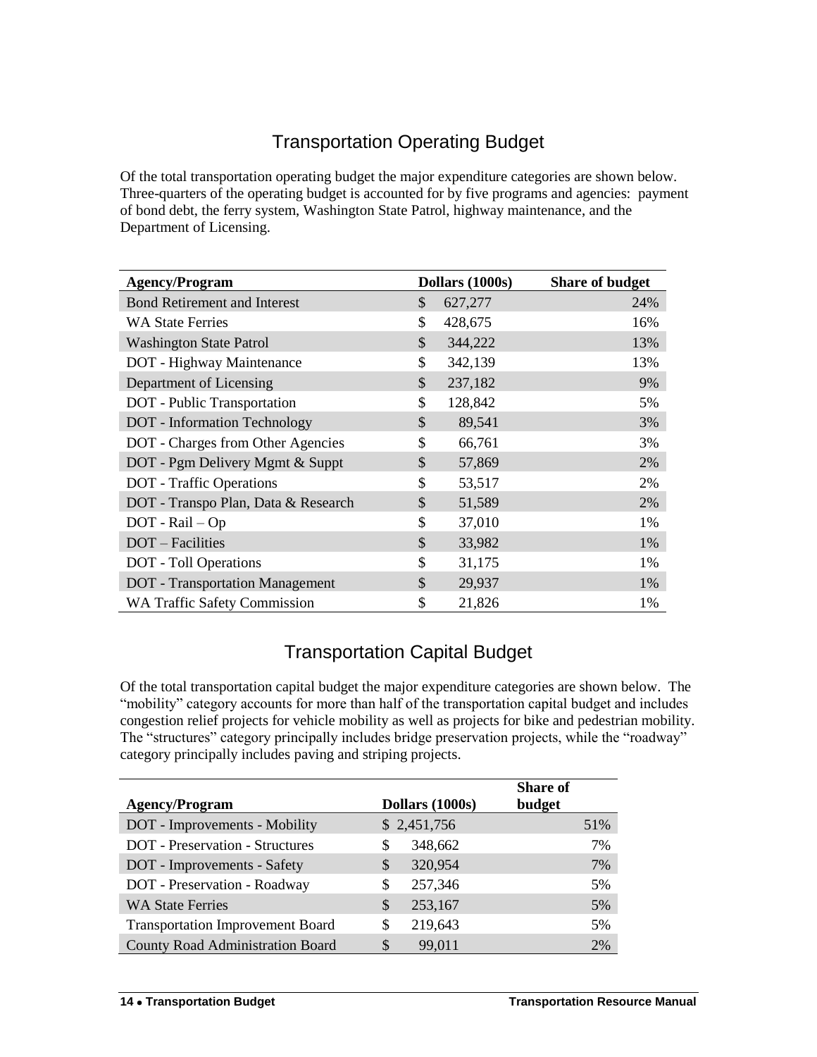## Transportation Operating Budget

Of the total transportation operating budget the major expenditure categories are shown below. Three-quarters of the operating budget is accounted for by five programs and agencies: payment of bond debt, the ferry system, Washington State Patrol, highway maintenance, and the Department of Licensing.

| Agency/Program | Dollars (1000s) | Share of budget |
|---|---|---|
| Bond Retirement and Interest | $ 627,277 | 24% |
| WA State Ferries | $ 428,675 | 16% |
| Washington State Patrol | $ 344,222 | 13% |
| DOT - Highway Maintenance | $ 342,139 | 13% |
| Department of Licensing | $ 237,182 | 9% |
| DOT - Public Transportation | $ 128,842 | 5% |
| DOT - Information Technology | $ 89,541 | 3% |
| DOT - Charges from Other Agencies | $ 66,761 | 3% |
| DOT - Pgm Delivery Mgmt & Suppt | $ 57,869 | 2% |
| DOT - Traffic Operations | $ 53,517 | 2% |
| DOT - Transpo Plan, Data & Research | $ 51,589 | 2% |
| DOT - Rail – Op | $ 37,010 | 1% |
| DOT – Facilities | $ 33,982 | 1% |
| DOT - Toll Operations | $ 31,175 | 1% |
| DOT - Transportation Management | $ 29,937 | 1% |
| WA Traffic Safety Commission | $ 21,826 | 1% |

## Transportation Capital Budget

Of the total transportation capital budget the major expenditure categories are shown below. The "mobility" category accounts for more than half of the transportation capital budget and includes congestion relief projects for vehicle mobility as well as projects for bike and pedestrian mobility. The "structures" category principally includes bridge preservation projects, while the "roadway" category principally includes paving and striping projects.

| Agency/Program | Dollars (1000s) | Share of budget |
|---|---|---|
| DOT - Improvements - Mobility | $ 2,451,756 | 51% |
| DOT - Preservation - Structures | $ 348,662 | 7% |
| DOT - Improvements - Safety | $ 320,954 | 7% |
| DOT - Preservation - Roadway | $ 257,346 | 5% |
| WA State Ferries | $ 253,167 | 5% |
| Transportation Improvement Board | $ 219,643 | 5% |
| County Road Administration Board | $ 99,011 | 2% |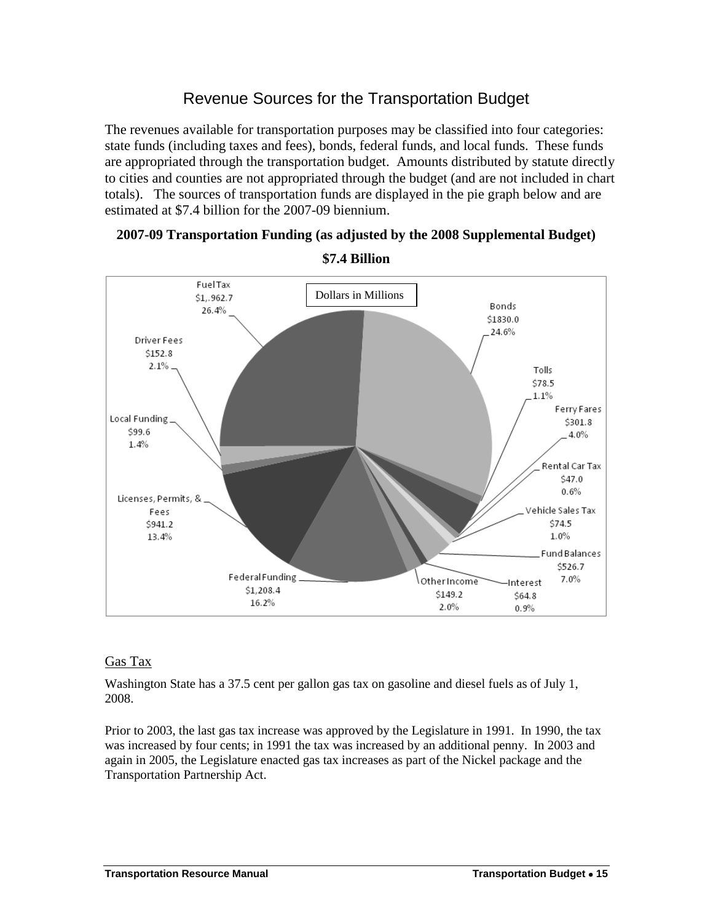# Revenue Sources for the Transportation Budget

The revenues available for transportation purposes may be classified into four categories: state funds (including taxes and fees), bonds, federal funds, and local funds. These funds are appropriated through the transportation budget. Amounts distributed by statute directly to cities and counties are not appropriated through the budget (and are not included in chart totals). The sources of transportation funds are displayed in the pie graph below and are estimated at $7.4 billion for the 2007-09 biennium.

**2007-09 Transportation Funding (as adjusted by the 2008 Supplemental Budget)**

**$7.4 Billion**

Dollars in Millions

| Source | Amount | Percent |
|---|---|---|
| Fuel Tax | $1,.962.7 | 26.4% |
| Bonds | $1830.0 | 24.6% |
| Tolls | $78.5 | 1.1% |
| Ferry Fares | $301.8 | 4.0% |
| Rental Car Tax | $47.0 | 0.6% |
| Vehicle Sales Tax | $74.5 | 1.0% |
| Fund Balances | $526.7 | 7.0% |
| Interest | $64.8 | 0.9% |
| Other Income | $149.2 | 2.0% |
| Federal Funding | $1,208.4 | 16.2% |
| Licenses, Permits, & Fees | $941.2 | 13.4% |
| Local Funding | $99.6 | 1.4% |
| Driver Fees | $152.8 | 2.1% |

## Gas Tax

Washington State has a 37.5 cent per gallon gas tax on gasoline and diesel fuels as of July 1, 2008.

Prior to 2003, the last gas tax increase was approved by the Legislature in 1991. In 1990, the tax was increased by four cents; in 1991 the tax was increased by an additional penny. In 2003 and again in 2005, the Legislature enacted gas tax increases as part of the Nickel package and the Transportation Partnership Act.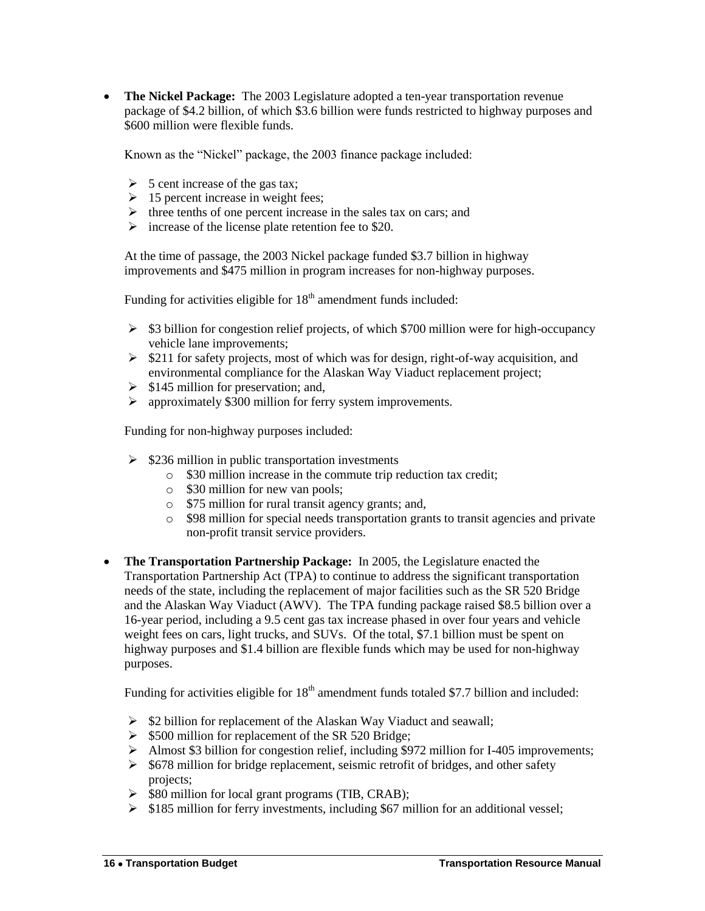- **The Nickel Package:** The 2003 Legislature adopted a ten-year transportation revenue package of $4.2 billion, of which $3.6 billion were funds restricted to highway purposes and $600 million were flexible funds.

  Known as the "Nickel" package, the 2003 finance package included:

  - 5 cent increase of the gas tax;
  - 15 percent increase in weight fees;
  - three tenths of one percent increase in the sales tax on cars; and
  - increase of the license plate retention fee to $20.

  At the time of passage, the 2003 Nickel package funded $3.7 billion in highway improvements and $475 million in program increases for non-highway purposes.

  Funding for activities eligible for 18th amendment funds included:

  - $3 billion for congestion relief projects, of which $700 million were for high-occupancy vehicle lane improvements;
  - $211 for safety projects, most of which was for design, right-of-way acquisition, and environmental compliance for the Alaskan Way Viaduct replacement project;
  - $145 million for preservation; and,
  - approximately $300 million for ferry system improvements.

  Funding for non-highway purposes included:

  - $236 million in public transportation investments
    - $30 million increase in the commute trip reduction tax credit;
    - $30 million for new van pools;
    - $75 million for rural transit agency grants; and,
    - $98 million for special needs transportation grants to transit agencies and private non-profit transit service providers.

- **The Transportation Partnership Package:** In 2005, the Legislature enacted the Transportation Partnership Act (TPA) to continue to address the significant transportation needs of the state, including the replacement of major facilities such as the SR 520 Bridge and the Alaskan Way Viaduct (AWV). The TPA funding package raised $8.5 billion over a 16-year period, including a 9.5 cent gas tax increase phased in over four years and vehicle weight fees on cars, light trucks, and SUVs. Of the total, $7.1 billion must be spent on highway purposes and $1.4 billion are flexible funds which may be used for non-highway purposes.

  Funding for activities eligible for 18th amendment funds totaled $7.7 billion and included:

  - $2 billion for replacement of the Alaskan Way Viaduct and seawall;
  - $500 million for replacement of the SR 520 Bridge;
  - Almost $3 billion for congestion relief, including $972 million for I-405 improvements;
  - $678 million for bridge replacement, seismic retrofit of bridges, and other safety projects;
  - $80 million for local grant programs (TIB, CRAB);
  - $185 million for ferry investments, including $67 million for an additional vessel;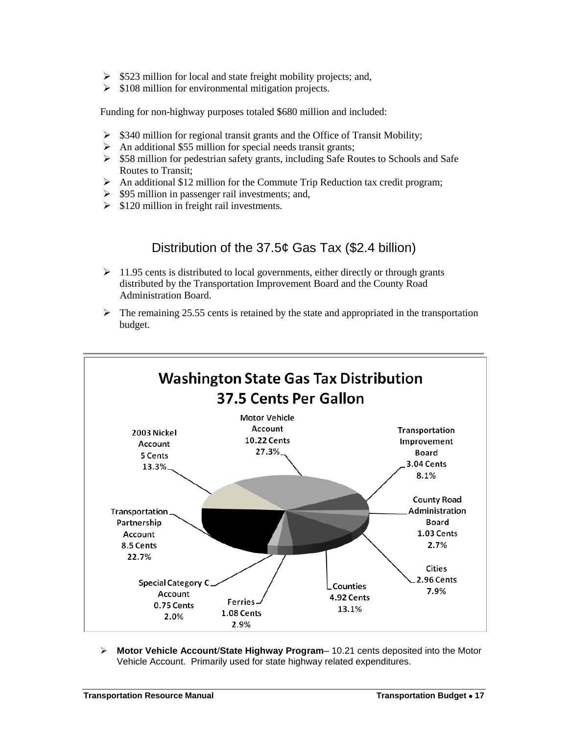- $523 million for local and state freight mobility projects; and,
- $108 million for environmental mitigation projects.

Funding for non-highway purposes totaled $680 million and included:

- $340 million for regional transit grants and the Office of Transit Mobility;
- An additional $55 million for special needs transit grants;
- $58 million for pedestrian safety grants, including Safe Routes to Schools and Safe Routes to Transit;
- An additional $12 million for the Commute Trip Reduction tax credit program;
- $95 million in passenger rail investments; and,
- $120 million in freight rail investments.

## Distribution of the 37.5¢ Gas Tax ($2.4 billion)

- 11.95 cents is distributed to local governments, either directly or through grants distributed by the Transportation Improvement Board and the County Road Administration Board.
- The remaining 25.55 cents is retained by the state and appropriated in the transportation budget.

**Washington State Gas Tax Distribution**
**37.5 Cents Per Gallon**

| Account | Cents | Percent |
|---|---|---|
| Motor Vehicle Account | 10.22 Cents | 27.3% |
| Transportation Improvement Board | 3.04 Cents | 8.1% |
| County Road Administration Board | 1.03 Cents | 2.7% |
| Cities | 2.96 Cents | 7.9% |
| Counties | 4.92 Cents | 13.1% |
| Ferries | 1.08 Cents | 2.9% |
| Special Category C Account | 0.75 Cents | 2.0% |
| Transportation Partnership Account | 8.5 Cents | 22.7% |
| 2003 Nickel Account | 5 Cents | 13.3% |

- **Motor Vehicle Account/State Highway Program**– 10.21 cents deposited into the Motor Vehicle Account. Primarily used for state highway related expenditures.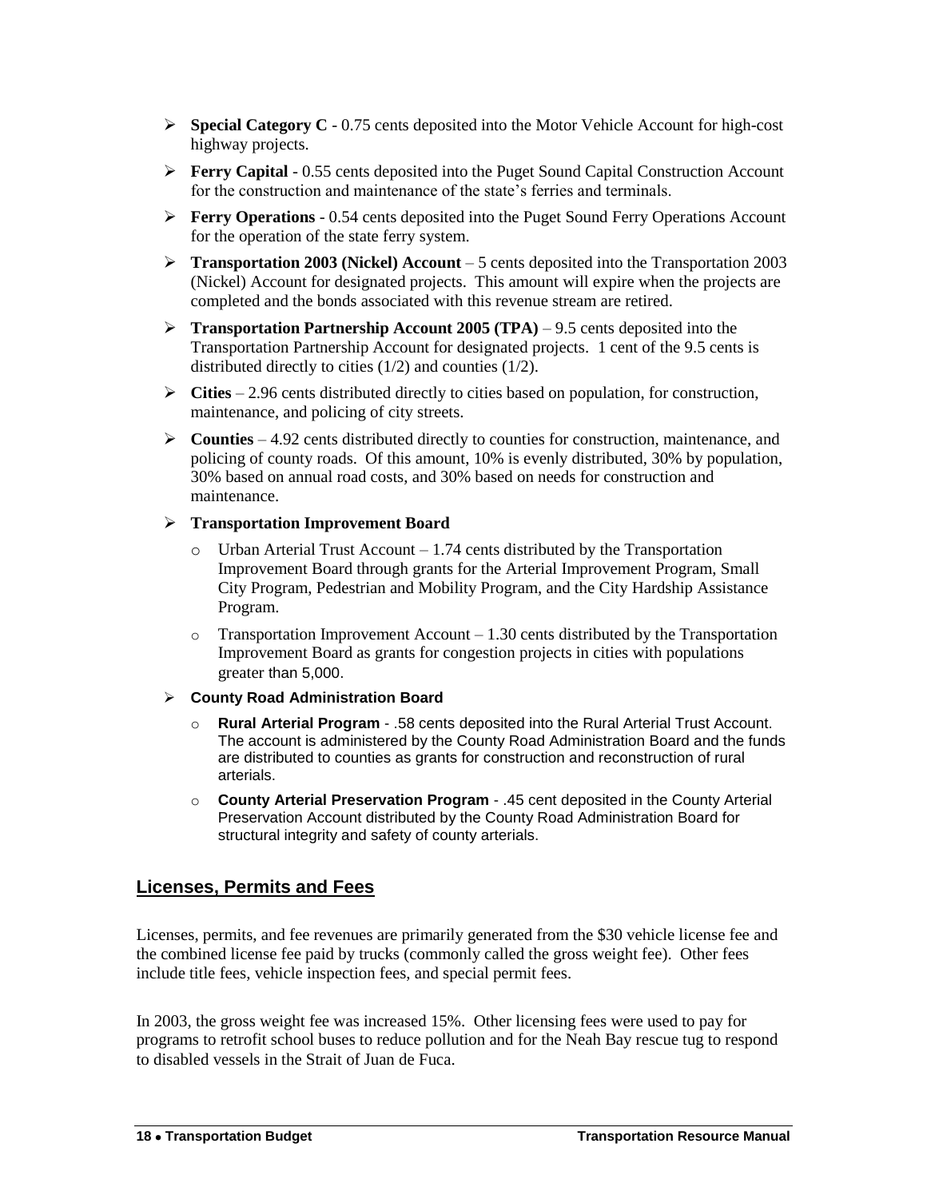- **Special Category C** - 0.75 cents deposited into the Motor Vehicle Account for high-cost highway projects.
- **Ferry Capital** - 0.55 cents deposited into the Puget Sound Capital Construction Account for the construction and maintenance of the state's ferries and terminals.
- **Ferry Operations** - 0.54 cents deposited into the Puget Sound Ferry Operations Account for the operation of the state ferry system.
- **Transportation 2003 (Nickel) Account** – 5 cents deposited into the Transportation 2003 (Nickel) Account for designated projects. This amount will expire when the projects are completed and the bonds associated with this revenue stream are retired.
- **Transportation Partnership Account 2005 (TPA)** – 9.5 cents deposited into the Transportation Partnership Account for designated projects. 1 cent of the 9.5 cents is distributed directly to cities (1/2) and counties (1/2).
- **Cities** – 2.96 cents distributed directly to cities based on population, for construction, maintenance, and policing of city streets.
- **Counties** – 4.92 cents distributed directly to counties for construction, maintenance, and policing of county roads. Of this amount, 10% is evenly distributed, 30% by population, 30% based on annual road costs, and 30% based on needs for construction and maintenance.
- **Transportation Improvement Board**
  - Urban Arterial Trust Account – 1.74 cents distributed by the Transportation Improvement Board through grants for the Arterial Improvement Program, Small City Program, Pedestrian and Mobility Program, and the City Hardship Assistance Program.
  - Transportation Improvement Account – 1.30 cents distributed by the Transportation Improvement Board as grants for congestion projects in cities with populations greater than 5,000.
- **County Road Administration Board**
  - **Rural Arterial Program** - .58 cents deposited into the Rural Arterial Trust Account. The account is administered by the County Road Administration Board and the funds are distributed to counties as grants for construction and reconstruction of rural arterials.
  - **County Arterial Preservation Program** - .45 cent deposited in the County Arterial Preservation Account distributed by the County Road Administration Board for structural integrity and safety of county arterials.

## Licenses, Permits and Fees

Licenses, permits, and fee revenues are primarily generated from the $30 vehicle license fee and the combined license fee paid by trucks (commonly called the gross weight fee). Other fees include title fees, vehicle inspection fees, and special permit fees.

In 2003, the gross weight fee was increased 15%. Other licensing fees were used to pay for programs to retrofit school buses to reduce pollution and for the Neah Bay rescue tug to respond to disabled vessels in the Strait of Juan de Fuca.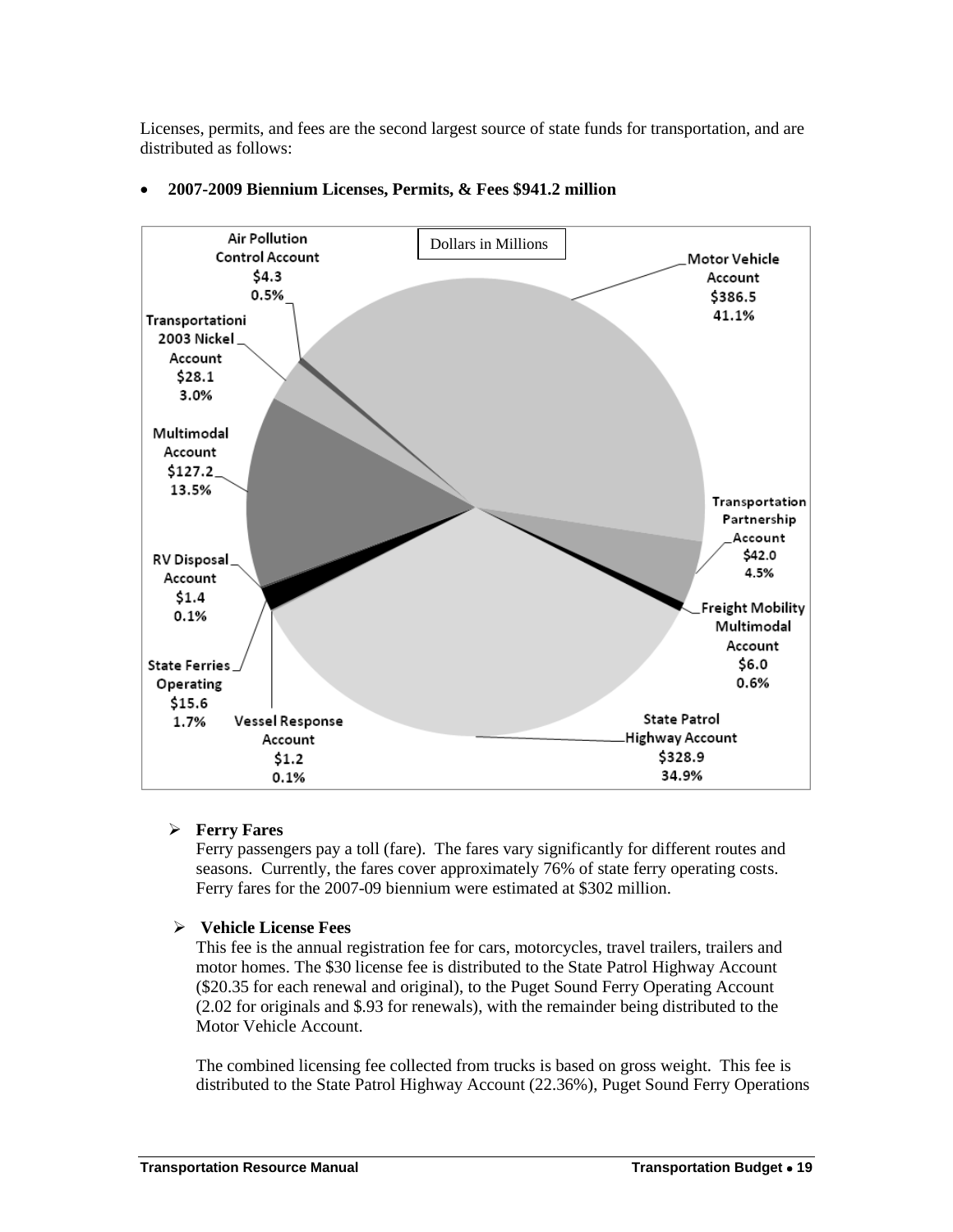Licenses, permits, and fees are the second largest source of state funds for transportation, and are distributed as follows:

- **2007-2009 Biennium Licenses, Permits, & Fees $941.2 million**

Dollars in Millions

| Account | Dollars in Millions | Percent |
| --- | --- | --- |
| Motor Vehicle Account | $386.5 | 41.1% |
| Transportation Partnership Account | $42.0 | 4.5% |
| Freight Mobility Multimodal Account | $6.0 | 0.6% |
| State Patrol Highway Account | $328.9 | 34.9% |
| Vessel Response Account | $1.2 | 0.1% |
| State Ferries Operating | $15.6 | 1.7% |
| RV Disposal Account | $1.4 | 0.1% |
| Multimodal Account | $127.2 | 13.5% |
| Transportationi 2003 Nickel Account | $28.1 | 3.0% |
| Air Pollution Control Account | $4.3 | 0.5% |

- **Ferry Fares**
  
  Ferry passengers pay a toll (fare). The fares vary significantly for different routes and seasons. Currently, the fares cover approximately 76% of state ferry operating costs. Ferry fares for the 2007-09 biennium were estimated at $302 million.

- **Vehicle License Fees**
  
  This fee is the annual registration fee for cars, motorcycles, travel trailers, trailers and motor homes. The $30 license fee is distributed to the State Patrol Highway Account ($20.35 for each renewal and original), to the Puget Sound Ferry Operating Account (2.02 for originals and $.93 for renewals), with the remainder being distributed to the Motor Vehicle Account.
  
  The combined licensing fee collected from trucks is based on gross weight. This fee is distributed to the State Patrol Highway Account (22.36%), Puget Sound Ferry Operations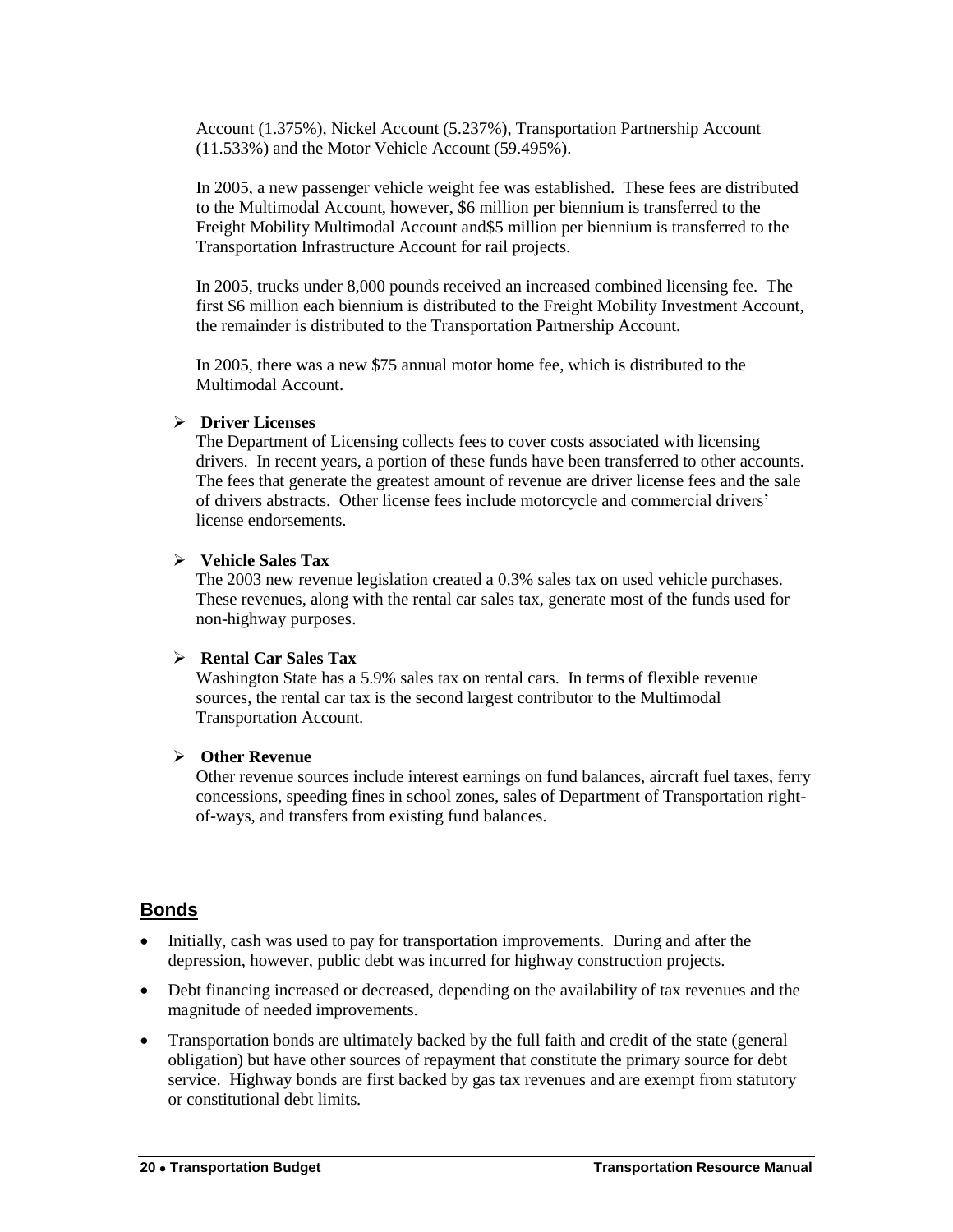Account (1.375%), Nickel Account (5.237%), Transportation Partnership Account (11.533%) and the Motor Vehicle Account (59.495%).

In 2005, a new passenger vehicle weight fee was established. These fees are distributed to the Multimodal Account, however, $6 million per biennium is transferred to the Freight Mobility Multimodal Account and$5 million per biennium is transferred to the Transportation Infrastructure Account for rail projects.

In 2005, trucks under 8,000 pounds received an increased combined licensing fee. The first $6 million each biennium is distributed to the Freight Mobility Investment Account, the remainder is distributed to the Transportation Partnership Account.

In 2005, there was a new $75 annual motor home fee, which is distributed to the Multimodal Account.

- **Driver Licenses**
  The Department of Licensing collects fees to cover costs associated with licensing drivers. In recent years, a portion of these funds have been transferred to other accounts. The fees that generate the greatest amount of revenue are driver license fees and the sale of drivers abstracts. Other license fees include motorcycle and commercial drivers' license endorsements.

- **Vehicle Sales Tax**
  The 2003 new revenue legislation created a 0.3% sales tax on used vehicle purchases. These revenues, along with the rental car sales tax, generate most of the funds used for non-highway purposes.

- **Rental Car Sales Tax**
  Washington State has a 5.9% sales tax on rental cars. In terms of flexible revenue sources, the rental car tax is the second largest contributor to the Multimodal Transportation Account.

- **Other Revenue**
  Other revenue sources include interest earnings on fund balances, aircraft fuel taxes, ferry concessions, speeding fines in school zones, sales of Department of Transportation right-of-ways, and transfers from existing fund balances.

## Bonds

- Initially, cash was used to pay for transportation improvements. During and after the depression, however, public debt was incurred for highway construction projects.
- Debt financing increased or decreased, depending on the availability of tax revenues and the magnitude of needed improvements.
- Transportation bonds are ultimately backed by the full faith and credit of the state (general obligation) but have other sources of repayment that constitute the primary source for debt service. Highway bonds are first backed by gas tax revenues and are exempt from statutory or constitutional debt limits.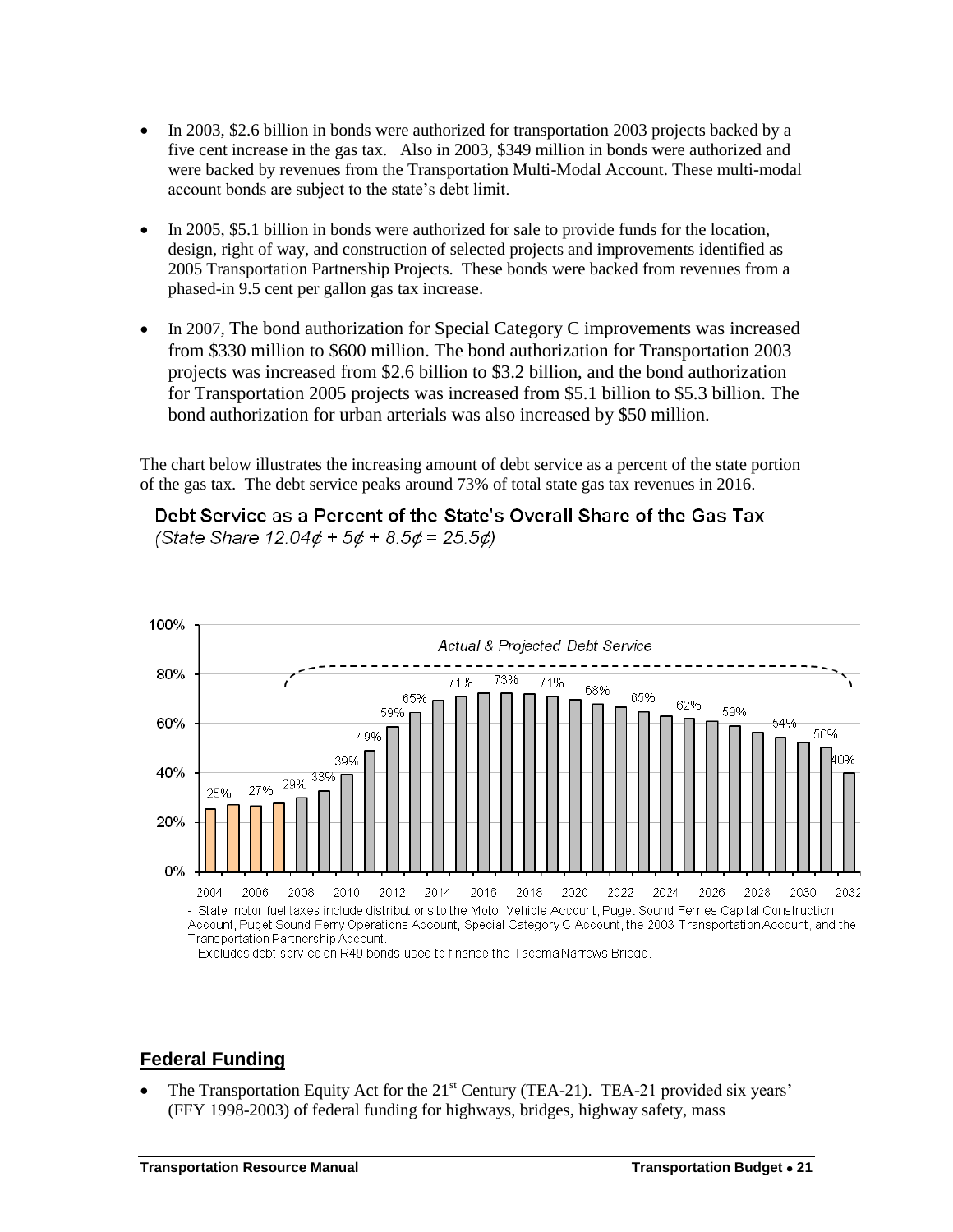- In 2003, \$2.6 billion in bonds were authorized for transportation 2003 projects backed by a five cent increase in the gas tax. Also in 2003, \$349 million in bonds were authorized and were backed by revenues from the Transportation Multi-Modal Account. These multi-modal account bonds are subject to the state's debt limit.

- In 2005, \$5.1 billion in bonds were authorized for sale to provide funds for the location, design, right of way, and construction of selected projects and improvements identified as 2005 Transportation Partnership Projects. These bonds were backed from revenues from a phased-in 9.5 cent per gallon gas tax increase.

- In 2007, The bond authorization for Special Category C improvements was increased from \$330 million to \$600 million. The bond authorization for Transportation 2003 projects was increased from \$2.6 billion to \$3.2 billion, and the bond authorization for Transportation 2005 projects was increased from \$5.1 billion to \$5.3 billion. The bond authorization for urban arterials was also increased by \$50 million.

The chart below illustrates the increasing amount of debt service as a percent of the state portion of the gas tax. The debt service peaks around 73% of total state gas tax revenues in 2016.

**Debt Service as a Percent of the State's Overall Share of the Gas Tax**
*(State Share 12.04¢ + 5¢ + 8.5¢ = 25.5¢)*

*Actual & Projected Debt Service*

| Year | Debt Service (% of State Share) |
|---|---|
| 2004 | 25% |
| 2006 | 27% |
| 2008 | 29% |
| 2009 | 33% |
| 2010 | 39% |
| 2011 | 49% |
| 2012 | 59% |
| 2013 | 65% |
| 2015 | 71% |
| 2016 | 73% |
| 2018 | 71% |
| 2020 | 68% |
| 2022 | 65% |
| 2025 | 62% |
| 2027 | 59% |
| 2029 | 54% |
| 2031 | 50% |
| 2032 | 40% |

- State motor fuel taxes include distributions to the Motor Vehicle Account, Puget Sound Ferries Capital Construction Account, Puget Sound Ferry Operations Account, Special Category C Account, the 2003 Transportation Account, and the Transportation Partnership Account.
- Excludes debt service on R49 bonds used to finance the Tacoma Narrows Bridge.

## Federal Funding

- The Transportation Equity Act for the 21st Century (TEA-21). TEA-21 provided six years' (FFY 1998-2003) of federal funding for highways, bridges, highway safety, mass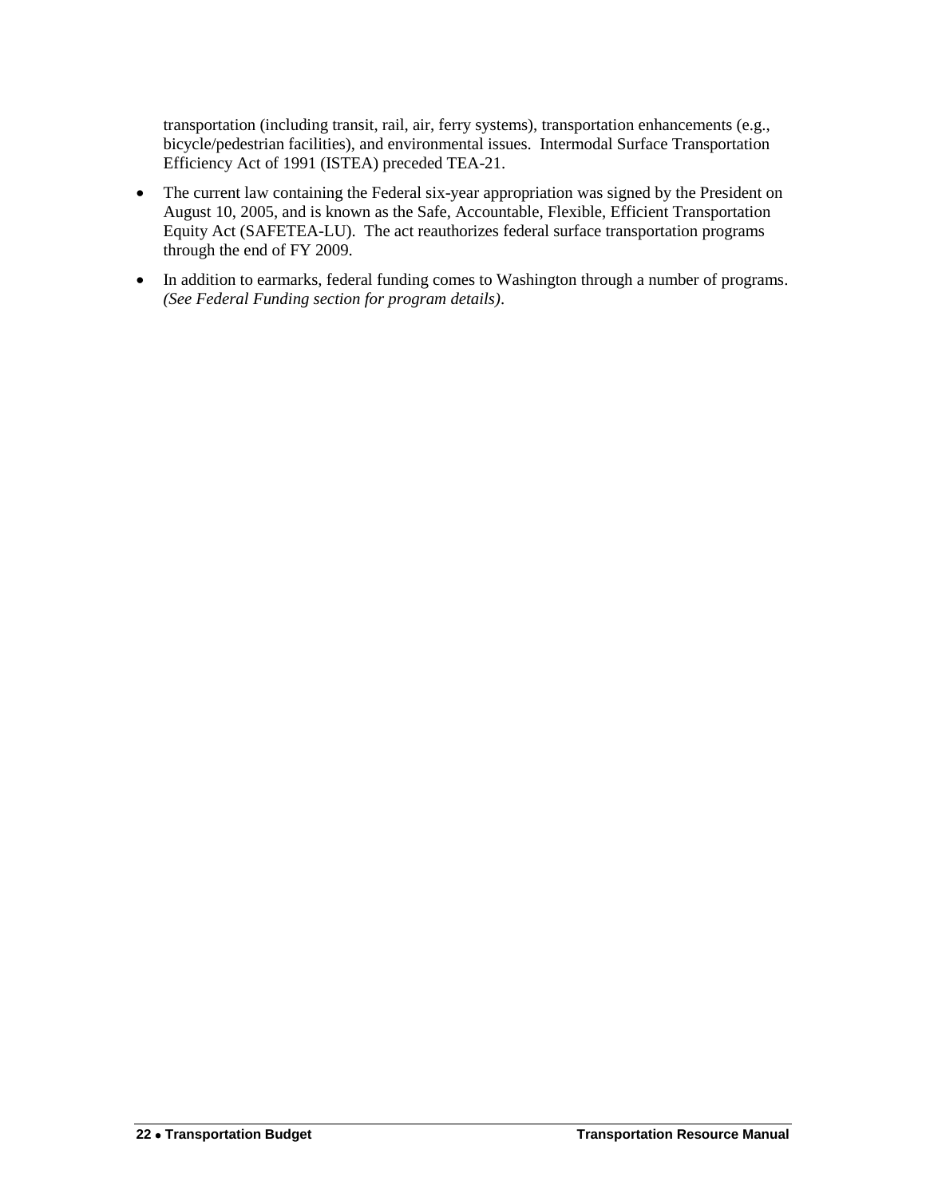transportation (including transit, rail, air, ferry systems), transportation enhancements (e.g., bicycle/pedestrian facilities), and environmental issues. Intermodal Surface Transportation Efficiency Act of 1991 (ISTEA) preceded TEA-21.

- The current law containing the Federal six-year appropriation was signed by the President on August 10, 2005, and is known as the Safe, Accountable, Flexible, Efficient Transportation Equity Act (SAFETEA-LU). The act reauthorizes federal surface transportation programs through the end of FY 2009.
- In addition to earmarks, federal funding comes to Washington through a number of programs. *(See Federal Funding section for program details)*.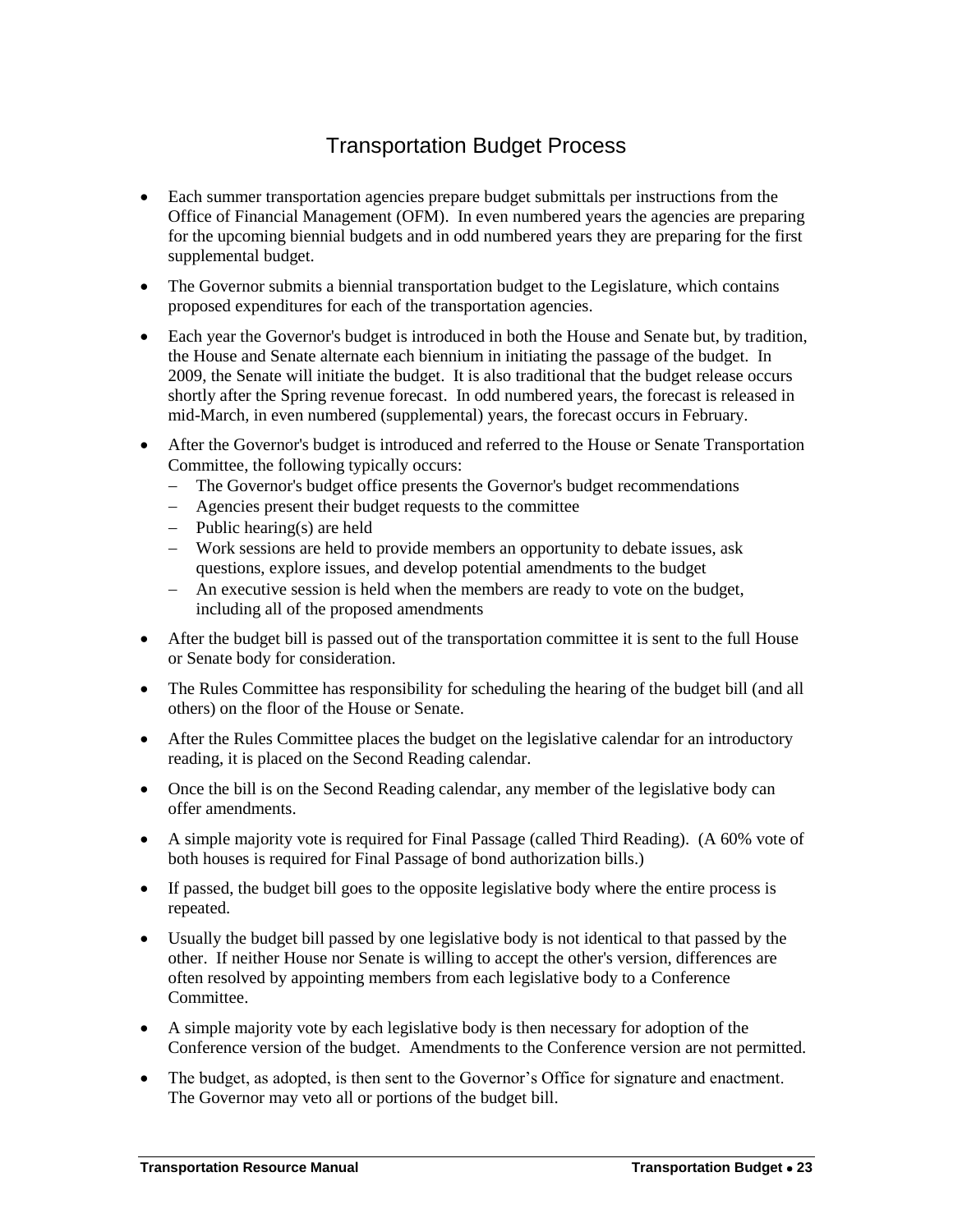# Transportation Budget Process

- Each summer transportation agencies prepare budget submittals per instructions from the Office of Financial Management (OFM). In even numbered years the agencies are preparing for the upcoming biennial budgets and in odd numbered years they are preparing for the first supplemental budget.
- The Governor submits a biennial transportation budget to the Legislature, which contains proposed expenditures for each of the transportation agencies.
- Each year the Governor's budget is introduced in both the House and Senate but, by tradition, the House and Senate alternate each biennium in initiating the passage of the budget. In 2009, the Senate will initiate the budget. It is also traditional that the budget release occurs shortly after the Spring revenue forecast. In odd numbered years, the forecast is released in mid-March, in even numbered (supplemental) years, the forecast occurs in February.
- After the Governor's budget is introduced and referred to the House or Senate Transportation Committee, the following typically occurs:
  - The Governor's budget office presents the Governor's budget recommendations
  - Agencies present their budget requests to the committee
  - Public hearing(s) are held
  - Work sessions are held to provide members an opportunity to debate issues, ask questions, explore issues, and develop potential amendments to the budget
  - An executive session is held when the members are ready to vote on the budget, including all of the proposed amendments
- After the budget bill is passed out of the transportation committee it is sent to the full House or Senate body for consideration.
- The Rules Committee has responsibility for scheduling the hearing of the budget bill (and all others) on the floor of the House or Senate.
- After the Rules Committee places the budget on the legislative calendar for an introductory reading, it is placed on the Second Reading calendar.
- Once the bill is on the Second Reading calendar, any member of the legislative body can offer amendments.
- A simple majority vote is required for Final Passage (called Third Reading). (A 60% vote of both houses is required for Final Passage of bond authorization bills.)
- If passed, the budget bill goes to the opposite legislative body where the entire process is repeated.
- Usually the budget bill passed by one legislative body is not identical to that passed by the other. If neither House nor Senate is willing to accept the other's version, differences are often resolved by appointing members from each legislative body to a Conference Committee.
- A simple majority vote by each legislative body is then necessary for adoption of the Conference version of the budget. Amendments to the Conference version are not permitted.
- The budget, as adopted, is then sent to the Governor's Office for signature and enactment. The Governor may veto all or portions of the budget bill.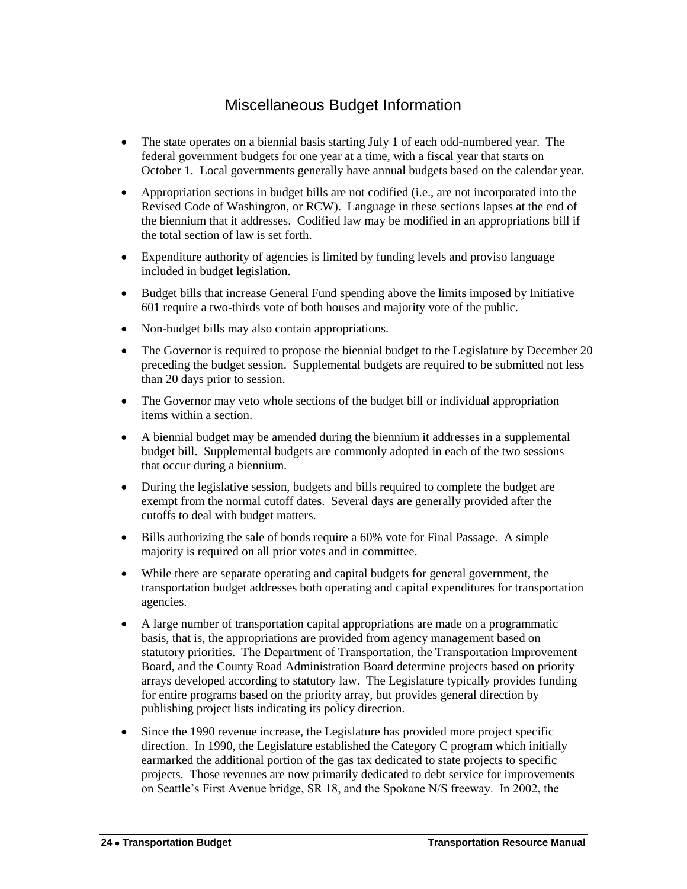# Miscellaneous Budget Information

- The state operates on a biennial basis starting July 1 of each odd-numbered year. The federal government budgets for one year at a time, with a fiscal year that starts on October 1. Local governments generally have annual budgets based on the calendar year.
- Appropriation sections in budget bills are not codified (i.e., are not incorporated into the Revised Code of Washington, or RCW). Language in these sections lapses at the end of the biennium that it addresses. Codified law may be modified in an appropriations bill if the total section of law is set forth.
- Expenditure authority of agencies is limited by funding levels and proviso language included in budget legislation.
- Budget bills that increase General Fund spending above the limits imposed by Initiative 601 require a two-thirds vote of both houses and majority vote of the public.
- Non-budget bills may also contain appropriations.
- The Governor is required to propose the biennial budget to the Legislature by December 20 preceding the budget session. Supplemental budgets are required to be submitted not less than 20 days prior to session.
- The Governor may veto whole sections of the budget bill or individual appropriation items within a section.
- A biennial budget may be amended during the biennium it addresses in a supplemental budget bill. Supplemental budgets are commonly adopted in each of the two sessions that occur during a biennium.
- During the legislative session, budgets and bills required to complete the budget are exempt from the normal cutoff dates. Several days are generally provided after the cutoffs to deal with budget matters.
- Bills authorizing the sale of bonds require a 60% vote for Final Passage. A simple majority is required on all prior votes and in committee.
- While there are separate operating and capital budgets for general government, the transportation budget addresses both operating and capital expenditures for transportation agencies.
- A large number of transportation capital appropriations are made on a programmatic basis, that is, the appropriations are provided from agency management based on statutory priorities. The Department of Transportation, the Transportation Improvement Board, and the County Road Administration Board determine projects based on priority arrays developed according to statutory law. The Legislature typically provides funding for entire programs based on the priority array, but provides general direction by publishing project lists indicating its policy direction.
- Since the 1990 revenue increase, the Legislature has provided more project specific direction. In 1990, the Legislature established the Category C program which initially earmarked the additional portion of the gas tax dedicated to state projects to specific projects. Those revenues are now primarily dedicated to debt service for improvements on Seattle's First Avenue bridge, SR 18, and the Spokane N/S freeway. In 2002, the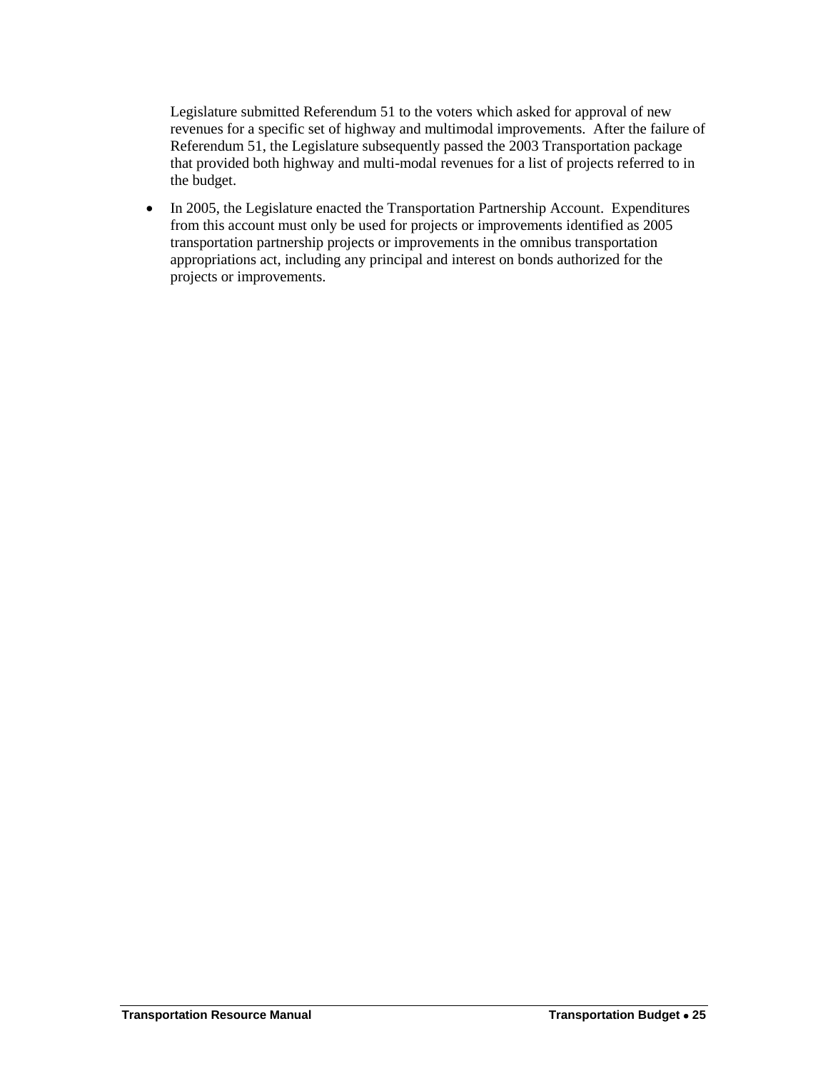Legislature submitted Referendum 51 to the voters which asked for approval of new revenues for a specific set of highway and multimodal improvements. After the failure of Referendum 51, the Legislature subsequently passed the 2003 Transportation package that provided both highway and multi-modal revenues for a list of projects referred to in the budget.

- In 2005, the Legislature enacted the Transportation Partnership Account. Expenditures from this account must only be used for projects or improvements identified as 2005 transportation partnership projects or improvements in the omnibus transportation appropriations act, including any principal and interest on bonds authorized for the projects or improvements.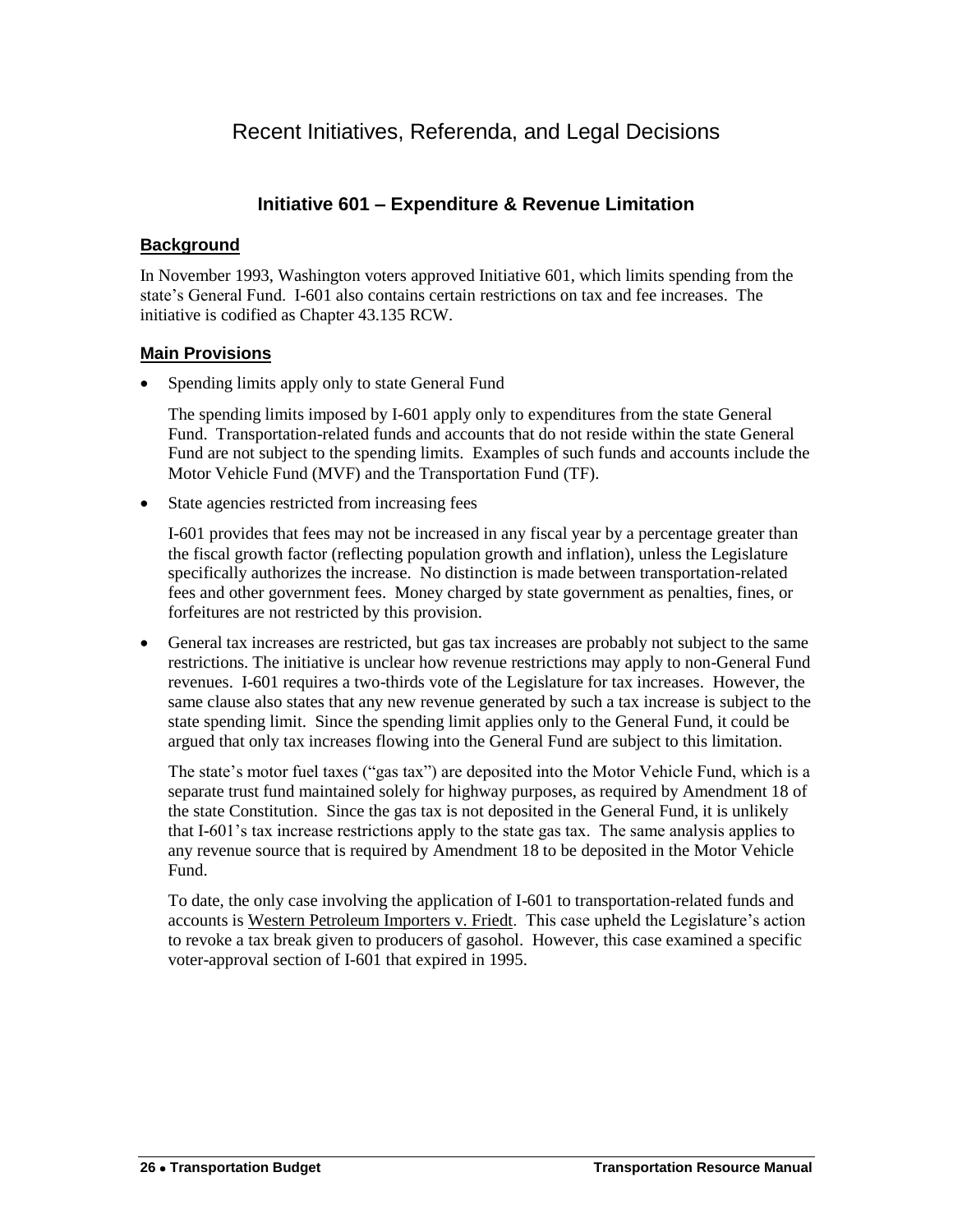# Recent Initiatives, Referenda, and Legal Decisions

## Initiative 601 – Expenditure & Revenue Limitation

### Background

In November 1993, Washington voters approved Initiative 601, which limits spending from the state's General Fund. I-601 also contains certain restrictions on tax and fee increases. The initiative is codified as Chapter 43.135 RCW.

### Main Provisions

- Spending limits apply only to state General Fund

  The spending limits imposed by I-601 apply only to expenditures from the state General Fund. Transportation-related funds and accounts that do not reside within the state General Fund are not subject to the spending limits. Examples of such funds and accounts include the Motor Vehicle Fund (MVF) and the Transportation Fund (TF).

- State agencies restricted from increasing fees

  I-601 provides that fees may not be increased in any fiscal year by a percentage greater than the fiscal growth factor (reflecting population growth and inflation), unless the Legislature specifically authorizes the increase. No distinction is made between transportation-related fees and other government fees. Money charged by state government as penalties, fines, or forfeitures are not restricted by this provision.

- General tax increases are restricted, but gas tax increases are probably not subject to the same restrictions. The initiative is unclear how revenue restrictions may apply to non-General Fund revenues. I-601 requires a two-thirds vote of the Legislature for tax increases. However, the same clause also states that any new revenue generated by such a tax increase is subject to the state spending limit. Since the spending limit applies only to the General Fund, it could be argued that only tax increases flowing into the General Fund are subject to this limitation.

  The state's motor fuel taxes ("gas tax") are deposited into the Motor Vehicle Fund, which is a separate trust fund maintained solely for highway purposes, as required by Amendment 18 of the state Constitution. Since the gas tax is not deposited in the General Fund, it is unlikely that I-601's tax increase restrictions apply to the state gas tax. The same analysis applies to any revenue source that is required by Amendment 18 to be deposited in the Motor Vehicle Fund.

  To date, the only case involving the application of I-601 to transportation-related funds and accounts is Western Petroleum Importers v. Friedt. This case upheld the Legislature's action to revoke a tax break given to producers of gasohol. However, this case examined a specific voter-approval section of I-601 that expired in 1995.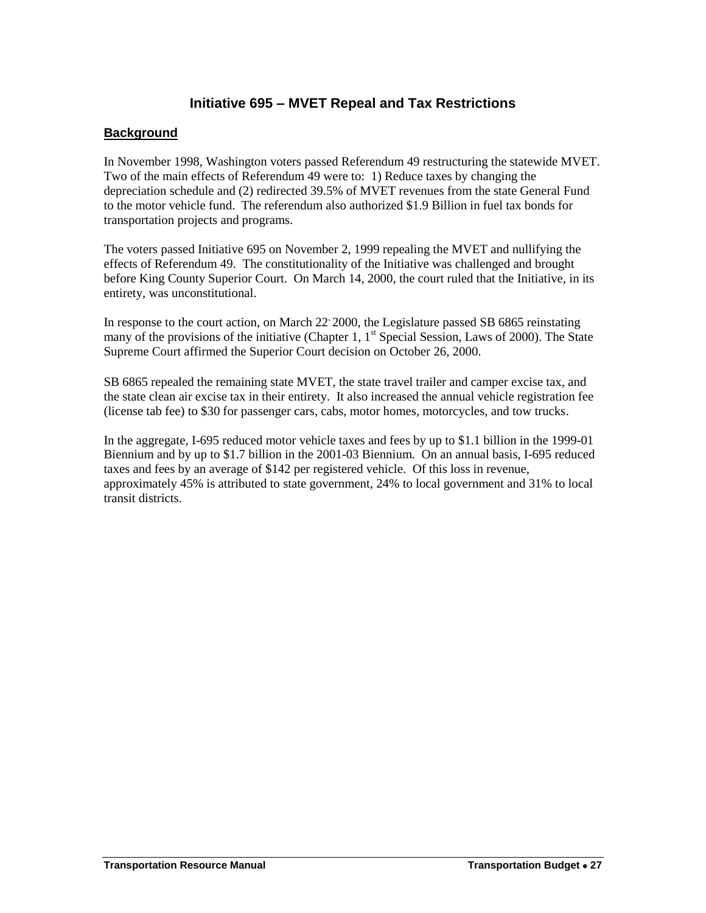# Initiative 695 – MVET Repeal and Tax Restrictions

## Background

In November 1998, Washington voters passed Referendum 49 restructuring the statewide MVET. Two of the main effects of Referendum 49 were to: 1) Reduce taxes by changing the depreciation schedule and (2) redirected 39.5% of MVET revenues from the state General Fund to the motor vehicle fund. The referendum also authorized $1.9 Billion in fuel tax bonds for transportation projects and programs.

The voters passed Initiative 695 on November 2, 1999 repealing the MVET and nullifying the effects of Referendum 49. The constitutionality of the Initiative was challenged and brought before King County Superior Court. On March 14, 2000, the court ruled that the Initiative, in its entirety, was unconstitutional.

In response to the court action, on March 22, 2000, the Legislature passed SB 6865 reinstating many of the provisions of the initiative (Chapter 1, 1st Special Session, Laws of 2000). The State Supreme Court affirmed the Superior Court decision on October 26, 2000.

SB 6865 repealed the remaining state MVET, the state travel trailer and camper excise tax, and the state clean air excise tax in their entirety. It also increased the annual vehicle registration fee (license tab fee) to $30 for passenger cars, cabs, motor homes, motorcycles, and tow trucks.

In the aggregate, I-695 reduced motor vehicle taxes and fees by up to $1.1 billion in the 1999-01 Biennium and by up to $1.7 billion in the 2001-03 Biennium. On an annual basis, I-695 reduced taxes and fees by an average of $142 per registered vehicle. Of this loss in revenue, approximately 45% is attributed to state government, 24% to local government and 31% to local transit districts.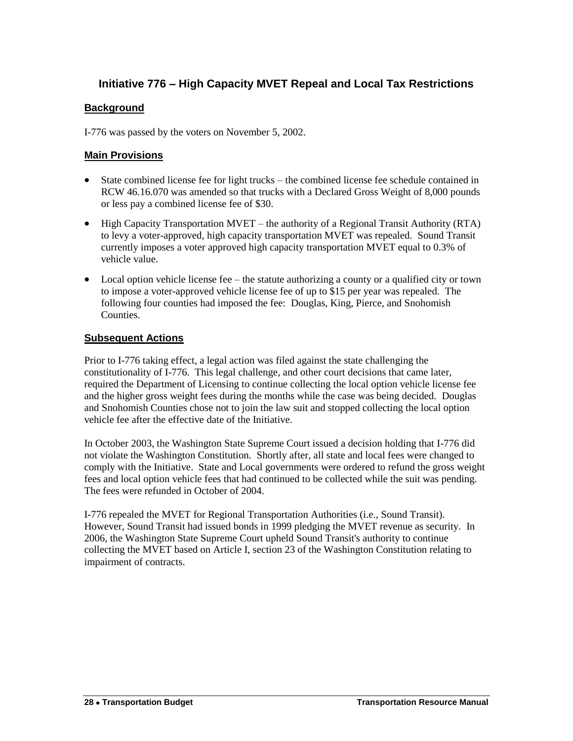## Initiative 776 – High Capacity MVET Repeal and Local Tax Restrictions

### Background

I-776 was passed by the voters on November 5, 2002.

### Main Provisions

- State combined license fee for light trucks – the combined license fee schedule contained in RCW 46.16.070 was amended so that trucks with a Declared Gross Weight of 8,000 pounds or less pay a combined license fee of $30.
- High Capacity Transportation MVET – the authority of a Regional Transit Authority (RTA) to levy a voter-approved, high capacity transportation MVET was repealed. Sound Transit currently imposes a voter approved high capacity transportation MVET equal to 0.3% of vehicle value.
- Local option vehicle license fee – the statute authorizing a county or a qualified city or town to impose a voter-approved vehicle license fee of up to $15 per year was repealed. The following four counties had imposed the fee: Douglas, King, Pierce, and Snohomish Counties.

### Subsequent Actions

Prior to I-776 taking effect, a legal action was filed against the state challenging the constitutionality of I-776. This legal challenge, and other court decisions that came later, required the Department of Licensing to continue collecting the local option vehicle license fee and the higher gross weight fees during the months while the case was being decided. Douglas and Snohomish Counties chose not to join the law suit and stopped collecting the local option vehicle fee after the effective date of the Initiative.

In October 2003, the Washington State Supreme Court issued a decision holding that I-776 did not violate the Washington Constitution. Shortly after, all state and local fees were changed to comply with the Initiative. State and Local governments were ordered to refund the gross weight fees and local option vehicle fees that had continued to be collected while the suit was pending. The fees were refunded in October of 2004.

I-776 repealed the MVET for Regional Transportation Authorities (i.e., Sound Transit). However, Sound Transit had issued bonds in 1999 pledging the MVET revenue as security. In 2006, the Washington State Supreme Court upheld Sound Transit's authority to continue collecting the MVET based on Article I, section 23 of the Washington Constitution relating to impairment of contracts.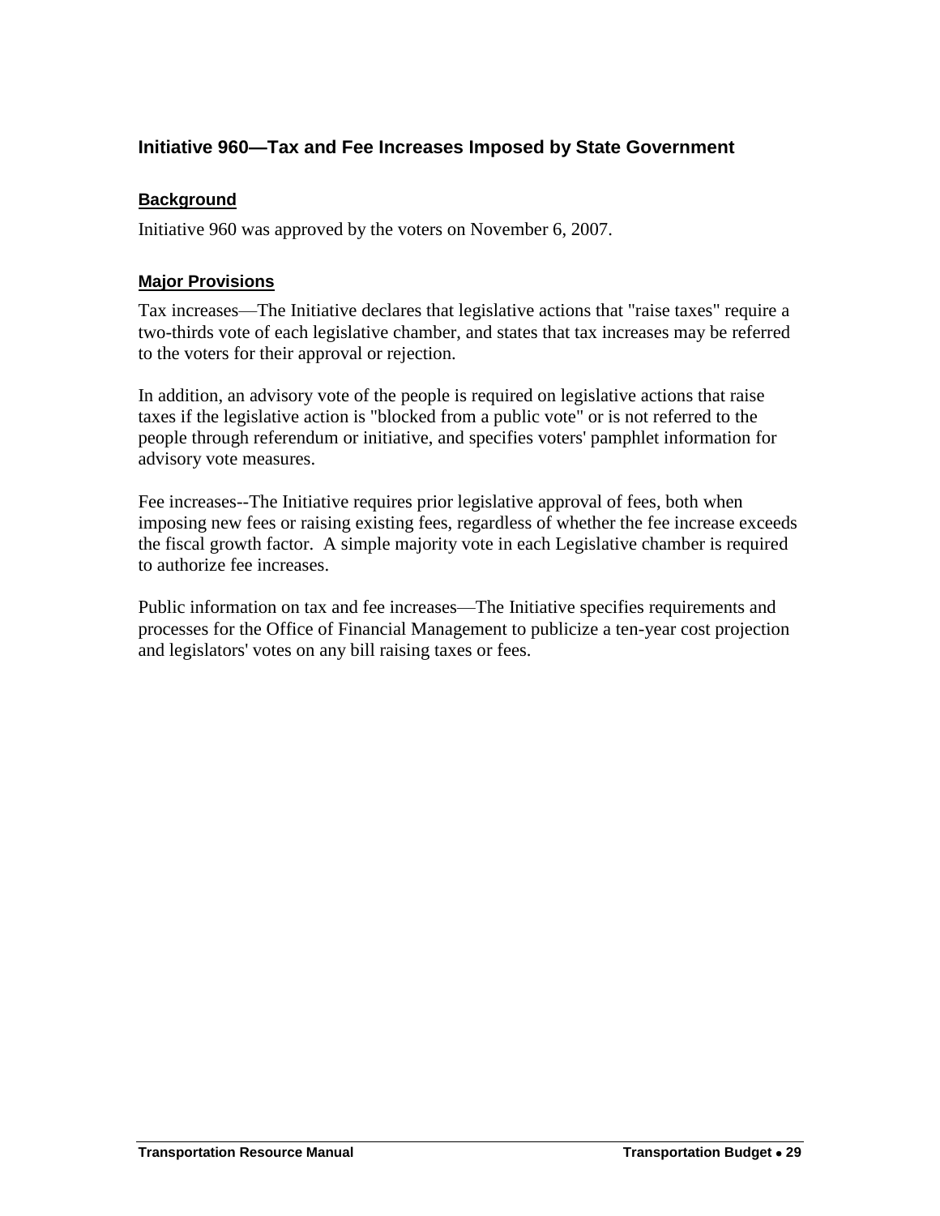## Initiative 960—Tax and Fee Increases Imposed by State Government

### Background

Initiative 960 was approved by the voters on November 6, 2007.

### Major Provisions

Tax increases—The Initiative declares that legislative actions that "raise taxes" require a two-thirds vote of each legislative chamber, and states that tax increases may be referred to the voters for their approval or rejection.

In addition, an advisory vote of the people is required on legislative actions that raise taxes if the legislative action is "blocked from a public vote" or is not referred to the people through referendum or initiative, and specifies voters' pamphlet information for advisory vote measures.

Fee increases--The Initiative requires prior legislative approval of fees, both when imposing new fees or raising existing fees, regardless of whether the fee increase exceeds the fiscal growth factor. A simple majority vote in each Legislative chamber is required to authorize fee increases.

Public information on tax and fee increases—The Initiative specifies requirements and processes for the Office of Financial Management to publicize a ten-year cost projection and legislators' votes on any bill raising taxes or fees.